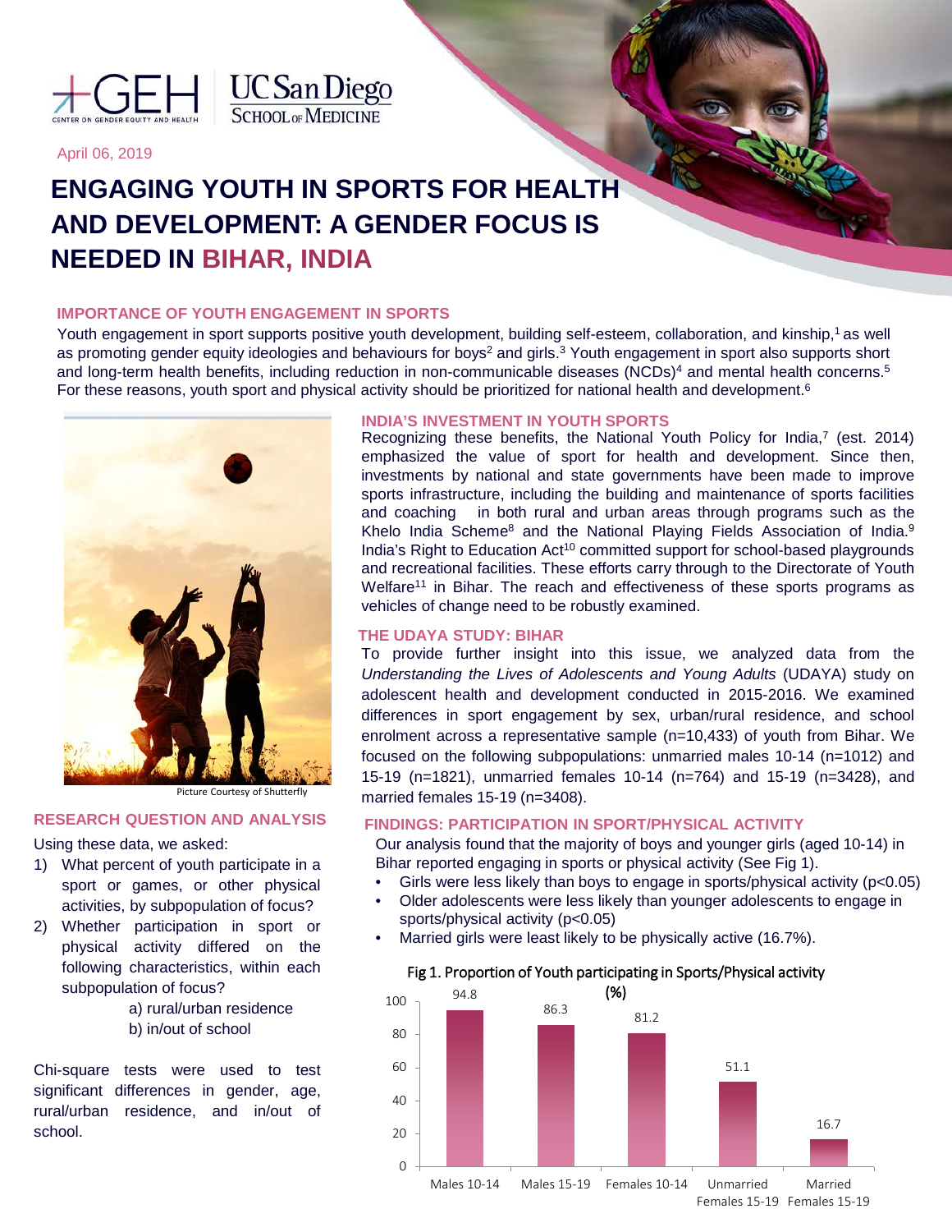April 06, 2019

# ENGAGING YOUTH IN SPORTS FOR HEALTH AND DEVELOPMENT: A GENDER FOCUS IS NEEDED IN BIHAR, INDIA

## IMPORTANCE OF YOUTH ENGAGEMENT IN SPORTS

Youth engagement in sport supports positive youth development, building self-esteem, collaboration, and kinship,[1] as well as promoting gender equity ideologies and behaviours for boys[2] and girls.[3] Youth engagement in sport also supports short and long-term health benefits, including reduction in non-communicable diseases (NCDs)[4] and mental health concerns.[5] For these reasons, youth sport and physical activity should be prioritized for national health and development.[6]

Picture Courtesy of Shutterfly

## INDIA'S INVESTMENT IN YOUTH SPORTS

Recognizing these benefits, the National Youth Policy for India,[7] (est. 2014) emphasized the value of sport for health and development. Since then, investments by national and state governments have been made to improve sports infrastructure, including the building and maintenance of sports facilities and coaching in both rural and urban areas through programs such as the Khelo India Scheme[8] and the National Playing Fields Association of India.[9] India's Right to Education Act[10] committed support for school-based playgrounds and recreational facilities. These efforts carry through to the Directorate of Youth Welfare[11] in Bihar. The reach and effectiveness of these sports programs as vehicles of change need to be robustly examined.

## THE UDAYA STUDY: BIHAR

To provide further insight into this issue, we analyzed data from the *Understanding the Lives of Adolescents and Young Adults* (UDAYA) study on adolescent health and development conducted in 2015-2016. We examined differences in sport engagement by sex, urban/rural residence, and school enrolment across a representative sample (n=10,433) of youth from Bihar. We focused on the following subpopulations: unmarried males 10-14 (n=1012) and 15-19 (n=1821), unmarried females 10-14 (n=764) and 15-19 (n=3428), and married females 15-19 (n=3408).

## RESEARCH QUESTION AND ANALYSIS

Using these data, we asked:

1) What percent of youth participate in a sport or games, or other physical activities, by subpopulation of focus?
2) Whether participation in sport or physical activity differed on the following characteristics, within each subpopulation of focus?
   a) rural/urban residence
   b) in/out of school

Chi-square tests were used to test significant differences in gender, age, rural/urban residence, and in/out of school.

## FINDINGS: PARTICIPATION IN SPORT/PHYSICAL ACTIVITY

Our analysis found that the majority of boys and younger girls (aged 10-14) in Bihar reported engaging in sports or physical activity (See Fig 1).

- Girls were less likely than boys to engage in sports/physical activity ($p<0.05$)
- Older adolescents were less likely than younger adolescents to engage in sports/physical activity ($p<0.05$)
- Married girls were least likely to be physically active (16.7%).

Fig 1. Proportion of Youth participating in Sports/Physical activity (%)

| Group | % |
|---|---|
| Males 10-14 | 94.8 |
| Males 15-19 | 86.3 |
| Females 10-14 | 81.2 |
| Unmarried Females 15-19 | 51.1 |
| Married Females 15-19 | 16.7 |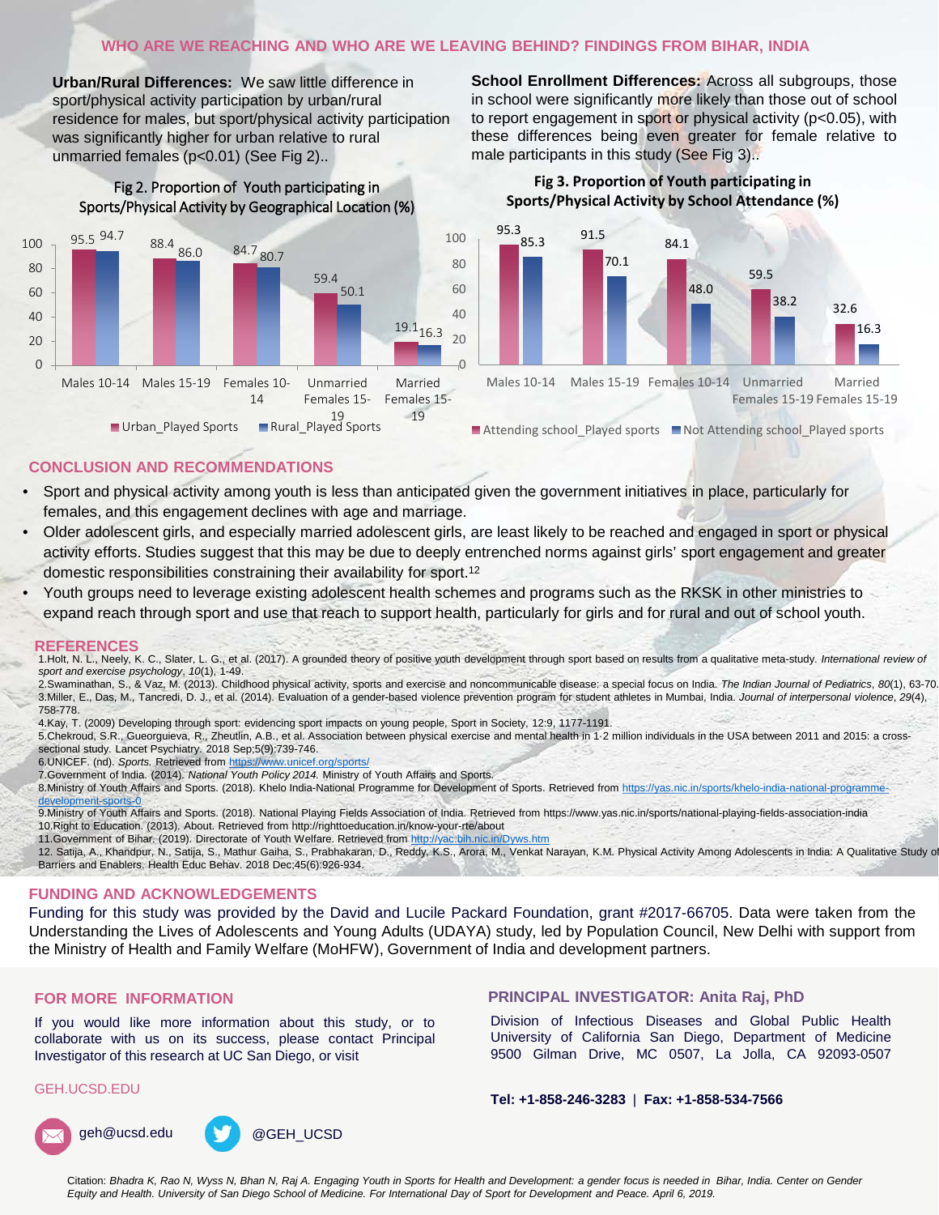## WHO ARE WE REACHING AND WHO ARE WE LEAVING BEHIND? FINDINGS FROM BIHAR, INDIA

**Urban/Rural Differences:** We saw little difference in sport/physical activity participation by urban/rural residence for males, but sport/physical activity participation was significantly higher for urban relative to rural unmarried females ($p<0.01$) (See Fig 2)..

Fig 2. Proportion of Youth participating in Sports/Physical Activity by Geographical Location (%)

100
80
60
40
20
0

95.5 94.7
88.4 86.0
84.7 80.7
59.4 50.1
19.1 16.3

Males 10-14
Males 15-19
Females 10-14
Unmarried Females 15-19
Married Females 15-19

Urban_Played Sports
Rural_Played Sports

**School Enrollment Differences:** Across all subgroups, those in school were significantly more likely than those out of school to report engagement in sport or physical activity ($p<0.05$), with these differences being even greater for female relative to male participants in this study (See Fig 3)..

Fig 3. Proportion of Youth participating in Sports/Physical Activity by School Attendance (%)

100
80
60
40
20
0

95.3 85.3
91.5 70.1
84.1 48.0
59.5 38.2
32.6 16.3

Males 10-14
Males 15-19
Females 10-14
Unmarried Females 15-19
Married Females 15-19

Attending school_Played sports
Not Attending school_Played sports

## CONCLUSION AND RECOMMENDATIONS

- Sport and physical activity among youth is less than anticipated given the government initiatives in place, particularly for females, and this engagement declines with age and marriage.
- Older adolescent girls, and especially married adolescent girls, are least likely to be reached and engaged in sport or physical activity efforts. Studies suggest that this may be due to deeply entrenched norms against girls' sport engagement and greater domestic responsibilities constraining their availability for sport.[12]
- Youth groups need to leverage existing adolescent health schemes and programs such as the RKSK in other ministries to expand reach through sport and use that reach to support health, particularly for girls and for rural and out of school youth.

## REFERENCES

1.Holt, N. L., Neely, K. C., Slater, L. G., et al. (2017). A grounded theory of positive youth development through sport based on results from a qualitative meta-study. *International review of sport and exercise psychology*, *10*(1), 1-49.
2.Swaminathan, S., & Vaz, M. (2013). Childhood physical activity, sports and exercise and noncommunicable disease: a special focus on India. *The Indian Journal of Pediatrics*, *80*(1), 63-70.
3.Miller, E., Das, M., Tancredi, D. J., et al. (2014). Evaluation of a gender-based violence prevention program for student athletes in Mumbai, India. *Journal of interpersonal violence*, *29*(4), 758-778.
4.Kay, T. (2009) Developing through sport: evidencing sport impacts on young people, Sport in Society, 12:9, 1177-1191.
5.Chekroud, S.R., Gueorguieva, R., Zheutlin, A.B., et al. Association between physical exercise and mental health in 1·2 million individuals in the USA between 2011 and 2015: a cross-sectional study. Lancet Psychiatry. 2018 Sep;5(9):739-746.
6.UNICEF. (nd). *Sports.* Retrieved from https://www.unicef.org/sports/
7.Government of India. (2014). *National Youth Policy 2014.* Ministry of Youth Affairs and Sports.
8.Ministry of Youth Affairs and Sports. (2018). Khelo India-National Programme for Development of Sports. Retrieved from https://yas.nic.in/sports/khelo-india-national-programme-development-sports-0
9.Ministry of Youth Affairs and Sports. (2018). National Playing Fields Association of India. Retrieved from https://www.yas.nic.in/sports/national-playing-fields-association-india
10.Right to Education. (2013). About. Retrieved from http://righttoeducation.in/know-your-rte/about
11.Government of Bihar. (2019). Directorate of Youth Welfare. Retrieved from http://yac.bih.nic.in/Dyws.htm
12. Satija, A., Khandpur, N., Satija, S., Mathur Gaiha, S., Prabhakaran, D., Reddy, K.S., Arora, M., Venkat Narayan, K.M. Physical Activity Among Adolescents in India: A Qualitative Study of Barriers and Enablers. Health Educ Behav. 2018 Dec;45(6):926-934.

## FUNDING AND ACKNOWLEDGEMENTS

Funding for this study was provided by the David and Lucile Packard Foundation, grant #2017-66705. Data were taken from the Understanding the Lives of Adolescents and Young Adults (UDAYA) study, led by Population Council, New Delhi with support from the Ministry of Health and Family Welfare (MoHFW), Government of India and development partners.

## FOR MORE INFORMATION

If you would like more information about this study, or to collaborate with us on its success, please contact Principal Investigator of this research at UC San Diego, or visit

GEH.UCSD.EDU

geh@ucsd.edu

@GEH_UCSD

## PRINCIPAL INVESTIGATOR: Anita Raj, PhD

Division of Infectious Diseases and Global Public Health
University of California San Diego, Department of Medicine
9500 Gilman Drive, MC 0507, La Jolla, CA 92093-0507

**Tel: +1-858-246-3283 | Fax: +1-858-534-7566**

*Citation: Bhadra K, Rao N, Wyss N, Bhan N, Raj A. Engaging Youth in Sports for Health and Development: a gender focus is needed in Bihar, India. Center on Gender Equity and Health. University of San Diego School of Medicine. For International Day of Sport for Development and Peace. April 6, 2019.*